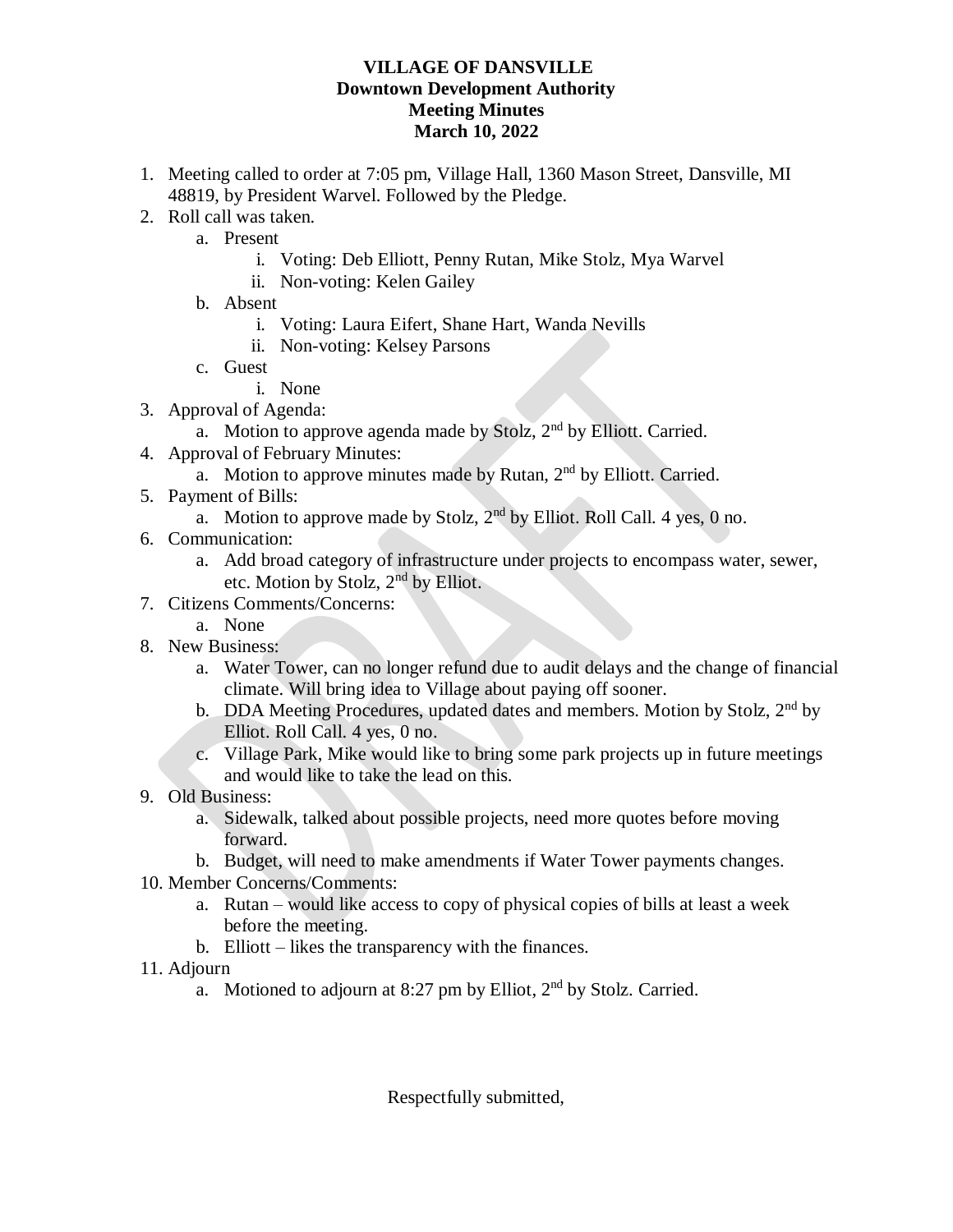**VILLAGE OF DANSVILLE**
**Downtown Development Authority**
**Meeting Minutes**
**March 10, 2022**

1. Meeting called to order at 7:05 pm, Village Hall, 1360 Mason Street, Dansville, MI 48819, by President Warvel. Followed by the Pledge.
2. Roll call was taken.
   a. Present
      i. Voting: Deb Elliott, Penny Rutan, Mike Stolz, Mya Warvel
      ii. Non-voting: Kelen Gailey
   b. Absent
      i. Voting: Laura Eifert, Shane Hart, Wanda Nevills
      ii. Non-voting: Kelsey Parsons
   c. Guest
      i. None
3. Approval of Agenda:
   a. Motion to approve agenda made by Stolz, 2nd by Elliott. Carried.
4. Approval of February Minutes:
   a. Motion to approve minutes made by Rutan, 2nd by Elliott. Carried.
5. Payment of Bills:
   a. Motion to approve made by Stolz, 2nd by Elliot. Roll Call. 4 yes, 0 no.
6. Communication:
   a. Add broad category of infrastructure under projects to encompass water, sewer, etc. Motion by Stolz, 2nd by Elliot.
7. Citizens Comments/Concerns:
   a. None
8. New Business:
   a. Water Tower, can no longer refund due to audit delays and the change of financial climate. Will bring idea to Village about paying off sooner.
   b. DDA Meeting Procedures, updated dates and members. Motion by Stolz, 2nd by Elliot. Roll Call. 4 yes, 0 no.
   c. Village Park, Mike would like to bring some park projects up in future meetings and would like to take the lead on this.
9. Old Business:
   a. Sidewalk, talked about possible projects, need more quotes before moving forward.
   b. Budget, will need to make amendments if Water Tower payments changes.
10. Member Concerns/Comments:
    a. Rutan – would like access to copy of physical copies of bills at least a week before the meeting.
    b. Elliott – likes the transparency with the finances.
11. Adjourn
    a. Motioned to adjourn at 8:27 pm by Elliot, 2nd by Stolz. Carried.

Respectfully submitted,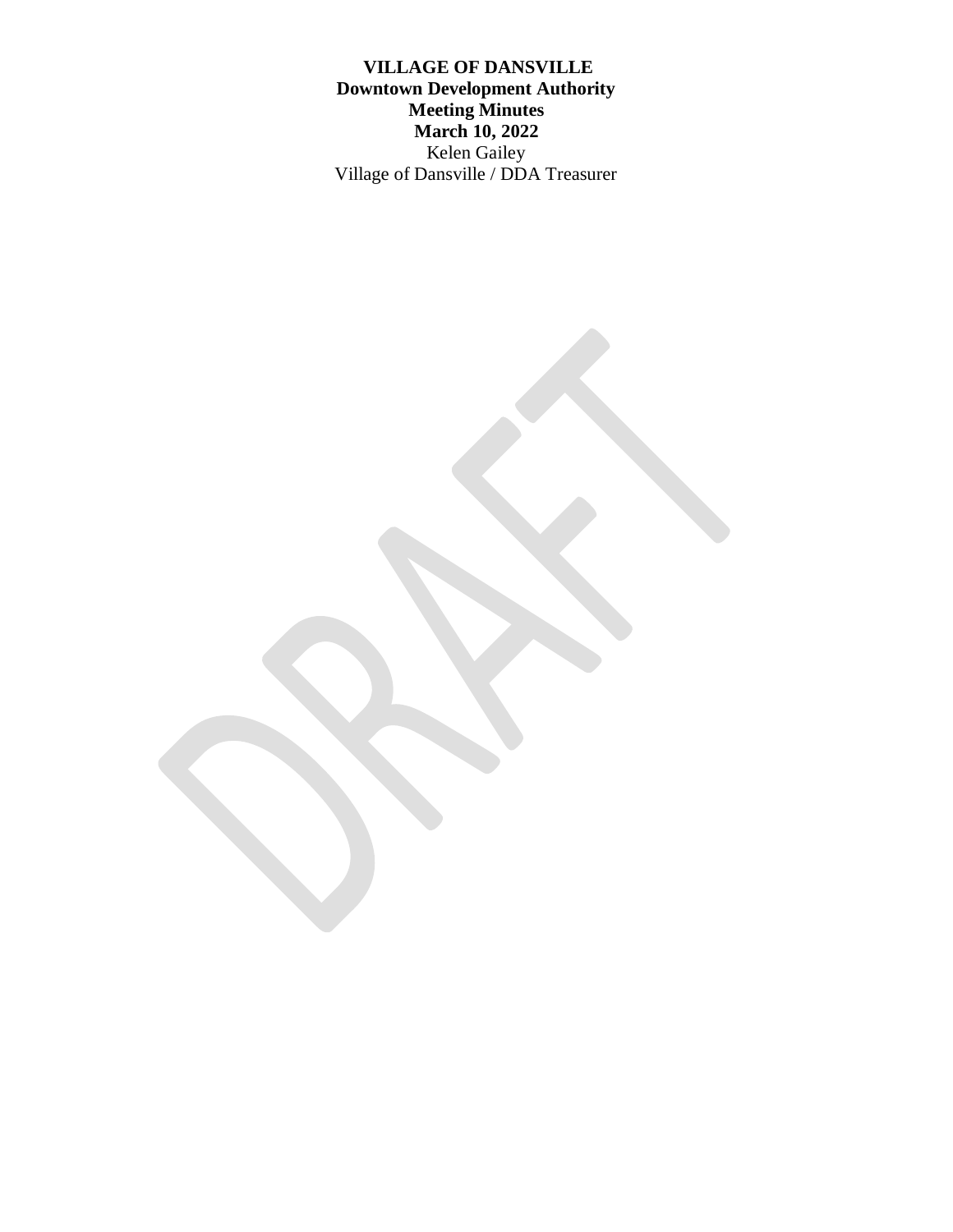**VILLAGE OF DANSVILLE**
**Downtown Development Authority**
**Meeting Minutes**
**March 10, 2022**

Kelen Gailey
Village of Dansville / DDA Treasurer

DRAFT